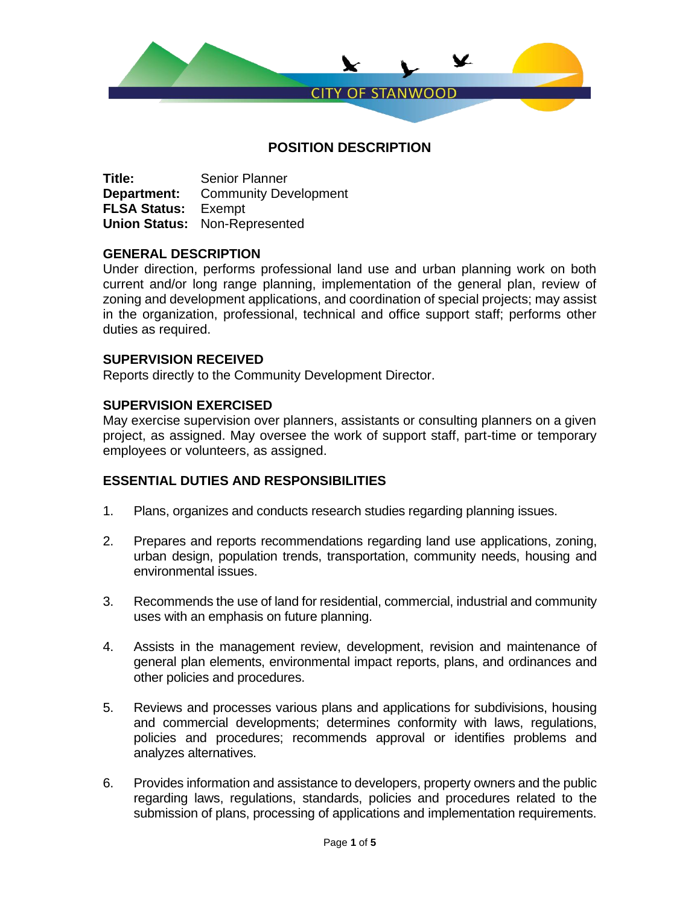CITY OF STANWOOD

# POSITION DESCRIPTION

**Title:** Senior Planner
**Department:** Community Development
**FLSA Status:** Exempt
**Union Status:** Non-Represented

## GENERAL DESCRIPTION

Under direction, performs professional land use and urban planning work on both current and/or long range planning, implementation of the general plan, review of zoning and development applications, and coordination of special projects; may assist in the organization, professional, technical and office support staff; performs other duties as required.

## SUPERVISION RECEIVED

Reports directly to the Community Development Director.

## SUPERVISION EXERCISED

May exercise supervision over planners, assistants or consulting planners on a given project, as assigned. May oversee the work of support staff, part-time or temporary employees or volunteers, as assigned.

## ESSENTIAL DUTIES AND RESPONSIBILITIES

1. Plans, organizes and conducts research studies regarding planning issues.

2. Prepares and reports recommendations regarding land use applications, zoning, urban design, population trends, transportation, community needs, housing and environmental issues.

3. Recommends the use of land for residential, commercial, industrial and community uses with an emphasis on future planning.

4. Assists in the management review, development, revision and maintenance of general plan elements, environmental impact reports, plans, and ordinances and other policies and procedures.

5. Reviews and processes various plans and applications for subdivisions, housing and commercial developments; determines conformity with laws, regulations, policies and procedures; recommends approval or identifies problems and analyzes alternatives.

6. Provides information and assistance to developers, property owners and the public regarding laws, regulations, standards, policies and procedures related to the submission of plans, processing of applications and implementation requirements.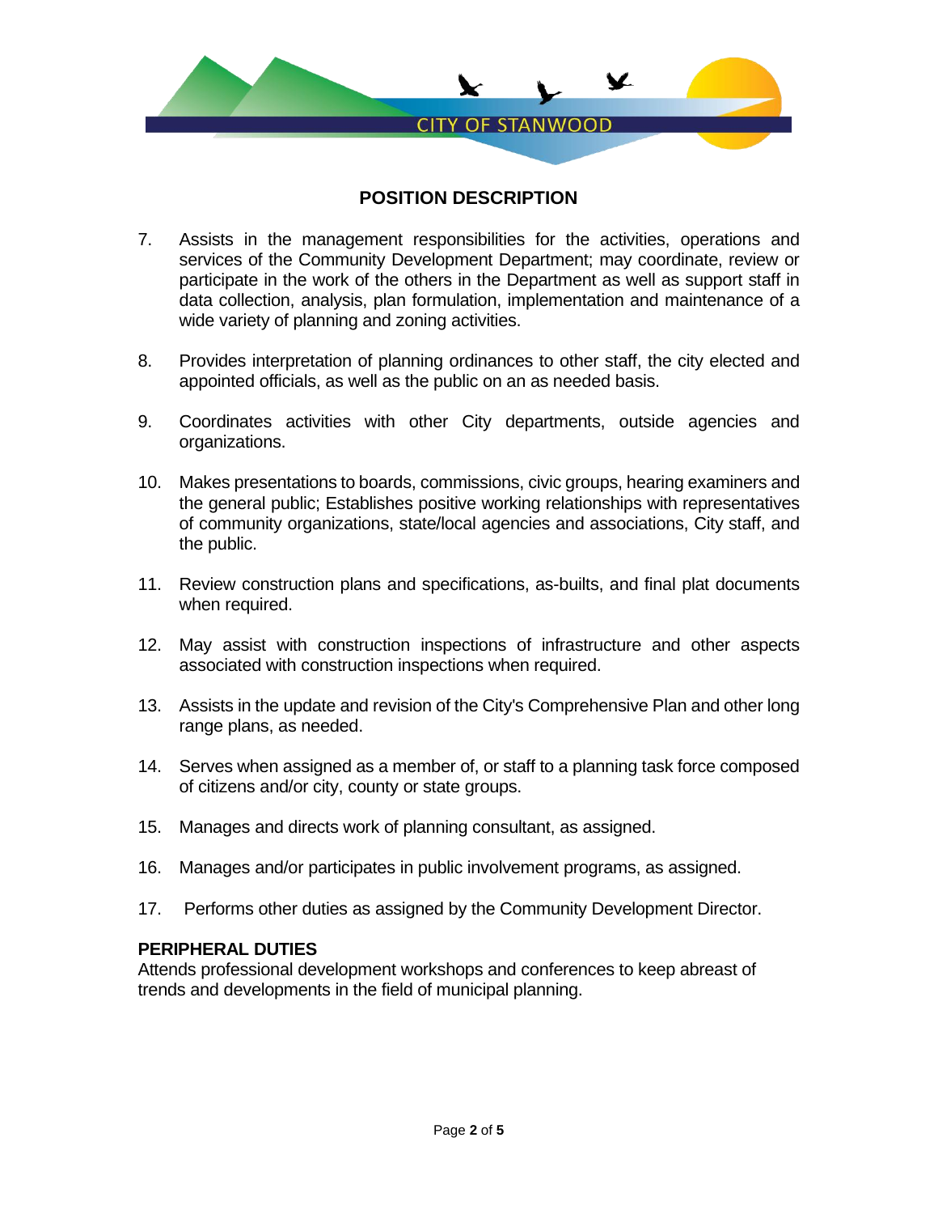## POSITION DESCRIPTION

7. Assists in the management responsibilities for the activities, operations and services of the Community Development Department; may coordinate, review or participate in the work of the others in the Department as well as support staff in data collection, analysis, plan formulation, implementation and maintenance of a wide variety of planning and zoning activities.

8. Provides interpretation of planning ordinances to other staff, the city elected and appointed officials, as well as the public on an as needed basis.

9. Coordinates activities with other City departments, outside agencies and organizations.

10. Makes presentations to boards, commissions, civic groups, hearing examiners and the general public; Establishes positive working relationships with representatives of community organizations, state/local agencies and associations, City staff, and the public.

11. Review construction plans and specifications, as-builts, and final plat documents when required.

12. May assist with construction inspections of infrastructure and other aspects associated with construction inspections when required.

13. Assists in the update and revision of the City's Comprehensive Plan and other long range plans, as needed.

14. Serves when assigned as a member of, or staff to a planning task force composed of citizens and/or city, county or state groups.

15. Manages and directs work of planning consultant, as assigned.

16. Manages and/or participates in public involvement programs, as assigned.

17. Performs other duties as assigned by the Community Development Director.

### PERIPHERAL DUTIES

Attends professional development workshops and conferences to keep abreast of trends and developments in the field of municipal planning.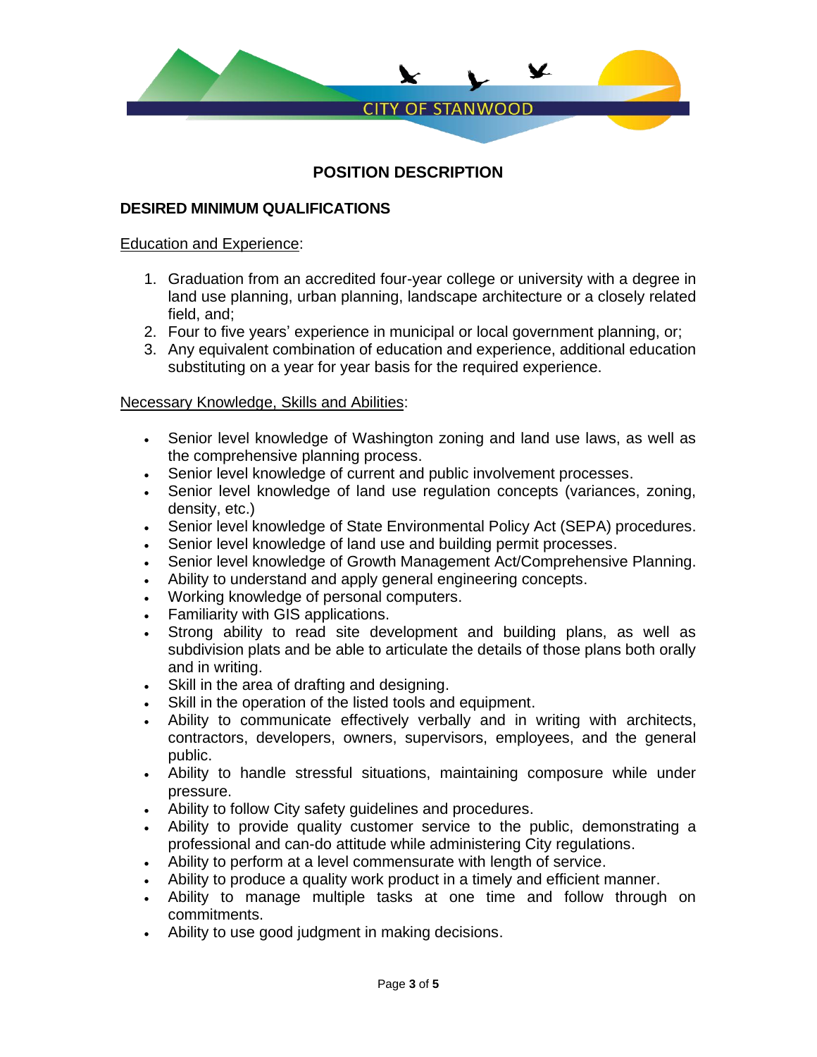CITY OF STANWOOD

# POSITION DESCRIPTION

## DESIRED MINIMUM QUALIFICATIONS

Education and Experience:

1. Graduation from an accredited four-year college or university with a degree in land use planning, urban planning, landscape architecture or a closely related field, and;
2. Four to five years' experience in municipal or local government planning, or;
3. Any equivalent combination of education and experience, additional education substituting on a year for year basis for the required experience.

Necessary Knowledge, Skills and Abilities:

- Senior level knowledge of Washington zoning and land use laws, as well as the comprehensive planning process.
- Senior level knowledge of current and public involvement processes.
- Senior level knowledge of land use regulation concepts (variances, zoning, density, etc.)
- Senior level knowledge of State Environmental Policy Act (SEPA) procedures.
- Senior level knowledge of land use and building permit processes.
- Senior level knowledge of Growth Management Act/Comprehensive Planning.
- Ability to understand and apply general engineering concepts.
- Working knowledge of personal computers.
- Familiarity with GIS applications.
- Strong ability to read site development and building plans, as well as subdivision plats and be able to articulate the details of those plans both orally and in writing.
- Skill in the area of drafting and designing.
- Skill in the operation of the listed tools and equipment.
- Ability to communicate effectively verbally and in writing with architects, contractors, developers, owners, supervisors, employees, and the general public.
- Ability to handle stressful situations, maintaining composure while under pressure.
- Ability to follow City safety guidelines and procedures.
- Ability to provide quality customer service to the public, demonstrating a professional and can-do attitude while administering City regulations.
- Ability to perform at a level commensurate with length of service.
- Ability to produce a quality work product in a timely and efficient manner.
- Ability to manage multiple tasks at one time and follow through on commitments.
- Ability to use good judgment in making decisions.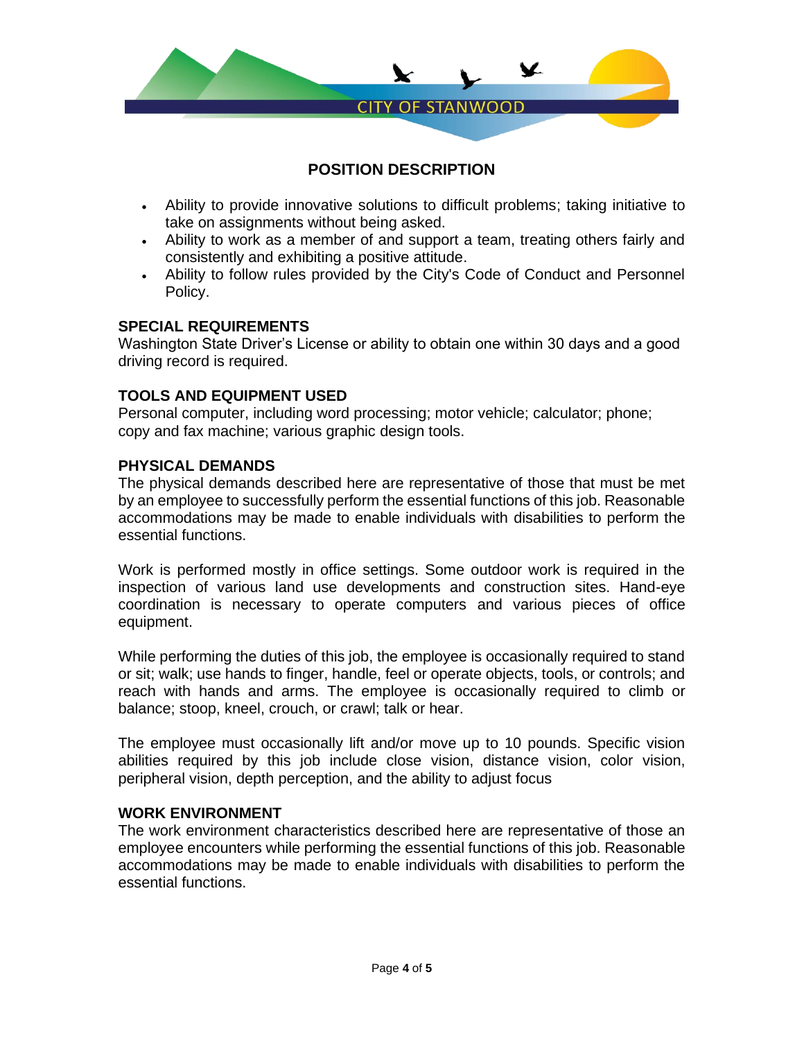**POSITION DESCRIPTION**

- Ability to provide innovative solutions to difficult problems; taking initiative to take on assignments without being asked.
- Ability to work as a member of and support a team, treating others fairly and consistently and exhibiting a positive attitude.
- Ability to follow rules provided by the City's Code of Conduct and Personnel Policy.

## SPECIAL REQUIREMENTS

Washington State Driver's License or ability to obtain one within 30 days and a good driving record is required.

## TOOLS AND EQUIPMENT USED

Personal computer, including word processing; motor vehicle; calculator; phone; copy and fax machine; various graphic design tools.

## PHYSICAL DEMANDS

The physical demands described here are representative of those that must be met by an employee to successfully perform the essential functions of this job. Reasonable accommodations may be made to enable individuals with disabilities to perform the essential functions.

Work is performed mostly in office settings. Some outdoor work is required in the inspection of various land use developments and construction sites. Hand-eye coordination is necessary to operate computers and various pieces of office equipment.

While performing the duties of this job, the employee is occasionally required to stand or sit; walk; use hands to finger, handle, feel or operate objects, tools, or controls; and reach with hands and arms. The employee is occasionally required to climb or balance; stoop, kneel, crouch, or crawl; talk or hear.

The employee must occasionally lift and/or move up to 10 pounds. Specific vision abilities required by this job include close vision, distance vision, color vision, peripheral vision, depth perception, and the ability to adjust focus

## WORK ENVIRONMENT

The work environment characteristics described here are representative of those an employee encounters while performing the essential functions of this job. Reasonable accommodations may be made to enable individuals with disabilities to perform the essential functions.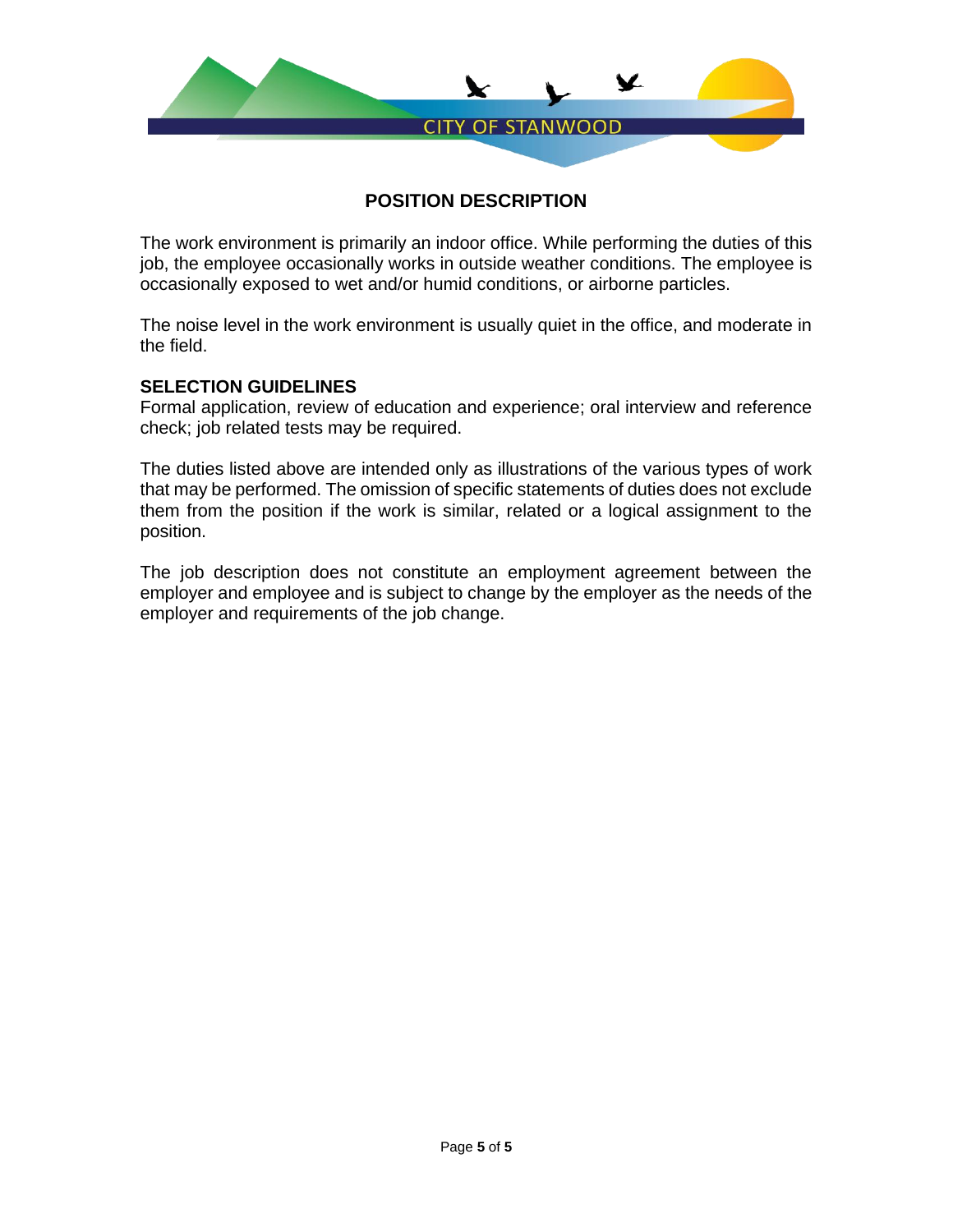**POSITION DESCRIPTION**

The work environment is primarily an indoor office. While performing the duties of this job, the employee occasionally works in outside weather conditions. The employee is occasionally exposed to wet and/or humid conditions, or airborne particles.

The noise level in the work environment is usually quiet in the office, and moderate in the field.

## SELECTION GUIDELINES

Formal application, review of education and experience; oral interview and reference check; job related tests may be required.

The duties listed above are intended only as illustrations of the various types of work that may be performed. The omission of specific statements of duties does not exclude them from the position if the work is similar, related or a logical assignment to the position.

The job description does not constitute an employment agreement between the employer and employee and is subject to change by the employer as the needs of the employer and requirements of the job change.